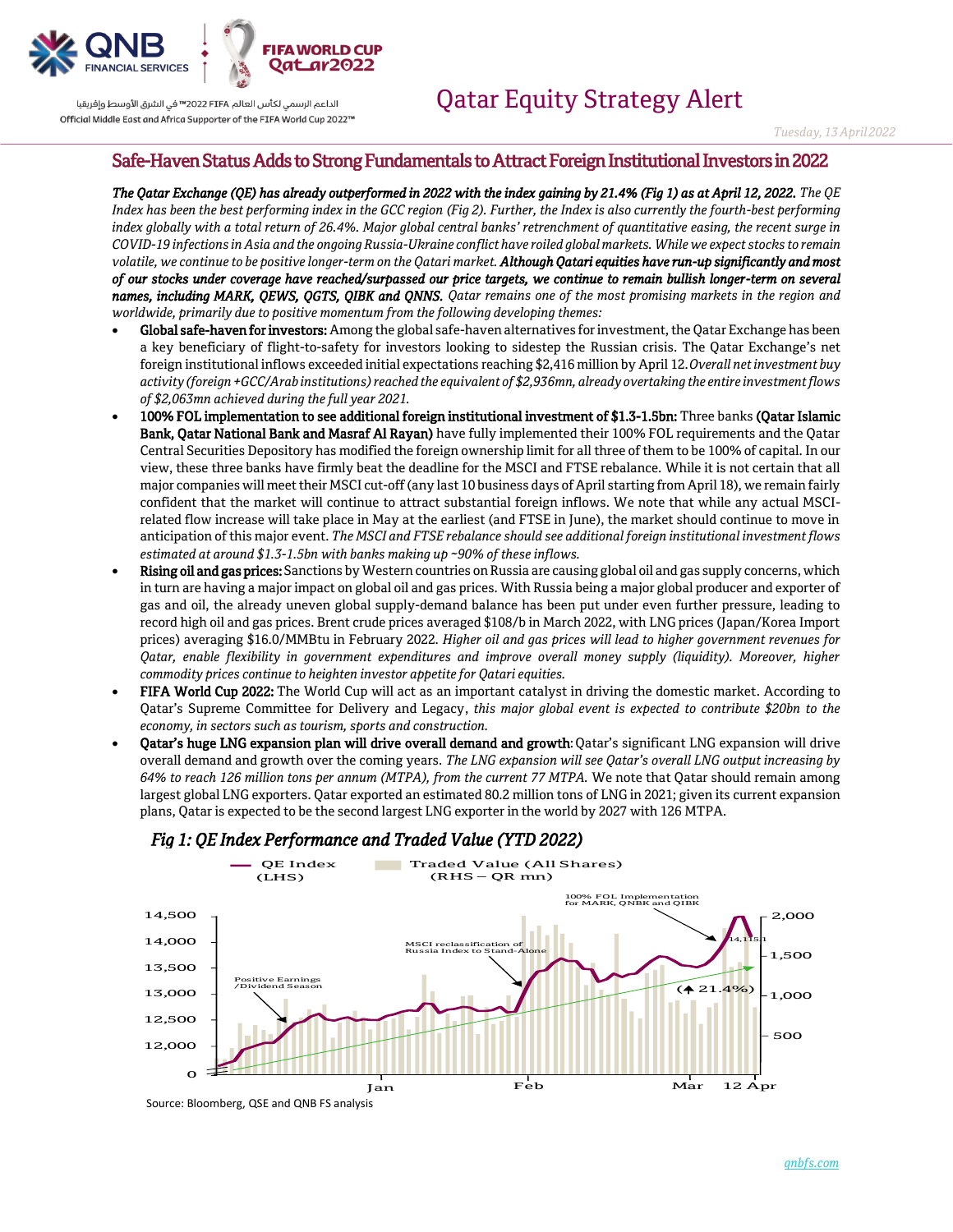# Qatar Equity Strategy Alert

*Tuesday, 13 April 2022*

## Safe-Haven Status Adds to Strong Fundamentals to Attract Foreign Institutional Investors in 2022

***The Qatar Exchange (QE) has already outperformed in 2022 with the index gaining by 21.4% (Fig 1) as at April 12, 2022.*** *The QE Index has been the best performing index in the GCC region (Fig 2). Further, the Index is also currently the fourth-best performing index globally with a total return of 26.4%. Major global central banks' retrenchment of quantitative easing, the recent surge in COVID-19 infections in Asia and the ongoing Russia-Ukraine conflict have roiled global markets. While we expect stocks to remain volatile, we continue to be positive longer-term on the Qatari market.* ***Although Qatari equities have run-up significantly and most of our stocks under coverage have reached/surpassed our price targets, we continue to remain bullish longer-term on several names, including MARK, QEWS, QGTS, QIBK and QNNS.*** *Qatar remains one of the most promising markets in the region and worldwide, primarily due to positive momentum from the following developing themes:*

- **Global safe-haven for investors:** Among the global safe-haven alternatives for investment, the Qatar Exchange has been a key beneficiary of flight-to-safety for investors looking to sidestep the Russian crisis. The Qatar Exchange's net foreign institutional inflows exceeded initial expectations reaching $2,416 million by April 12. *Overall net investment buy activity (foreign +GCC/Arab institutions) reached the equivalent of $2,936mn, already overtaking the entire investment flows of $2,063mn achieved during the full year 2021.*
- **100% FOL implementation to see additional foreign institutional investment of $1.3-1.5bn:** Three banks **(Qatar Islamic Bank, Qatar National Bank and Masraf Al Rayan)** have fully implemented their 100% FOL requirements and the Qatar Central Securities Depository has modified the foreign ownership limit for all three of them to be 100% of capital. In our view, these three banks have firmly beat the deadline for the MSCI and FTSE rebalance. While it is not certain that all major companies will meet their MSCI cut-off (any last 10 business days of April starting from April 18), we remain fairly confident that the market will continue to attract substantial foreign inflows. We note that while any actual MSCI-related flow increase will take place in May at the earliest (and FTSE in June), the market should continue to move in anticipation of this major event. *The MSCI and FTSE rebalance should see additional foreign institutional investment flows estimated at around $1.3-1.5bn with banks making up ~90% of these inflows.*
- **Rising oil and gas prices:** Sanctions by Western countries on Russia are causing global oil and gas supply concerns, which in turn are having a major impact on global oil and gas prices. With Russia being a major global producer and exporter of gas and oil, the already uneven global supply-demand balance has been put under even further pressure, leading to record high oil and gas prices. Brent crude prices averaged $108/b in March 2022, with LNG prices (Japan/Korea Import prices) averaging $16.0/MMBtu in February 2022. *Higher oil and gas prices will lead to higher government revenues for Qatar, enable flexibility in government expenditures and improve overall money supply (liquidity). Moreover, higher commodity prices continue to heighten investor appetite for Qatari equities.*
- **FIFA World Cup 2022:** The World Cup will act as an important catalyst in driving the domestic market. According to Qatar's Supreme Committee for Delivery and Legacy, *this major global event is expected to contribute $20bn to the economy, in sectors such as tourism, sports and construction.*
- **Qatar's huge LNG expansion plan will drive overall demand and growth:** Qatar's significant LNG expansion will drive overall demand and growth over the coming years. *The LNG expansion will see Qatar's overall LNG output increasing by 64% to reach 126 million tons per annum (MTPA), from the current 77 MTPA.* We note that Qatar should remain among largest global LNG exporters. Qatar exported an estimated 80.2 million tons of LNG in 2021; given its current expansion plans, Qatar is expected to be the second largest LNG exporter in the world by 2027 with 126 MTPA.

### Fig 1: QE Index Performance and Traded Value (YTD 2022)

Source: Bloomberg, QSE and QNB FS analysis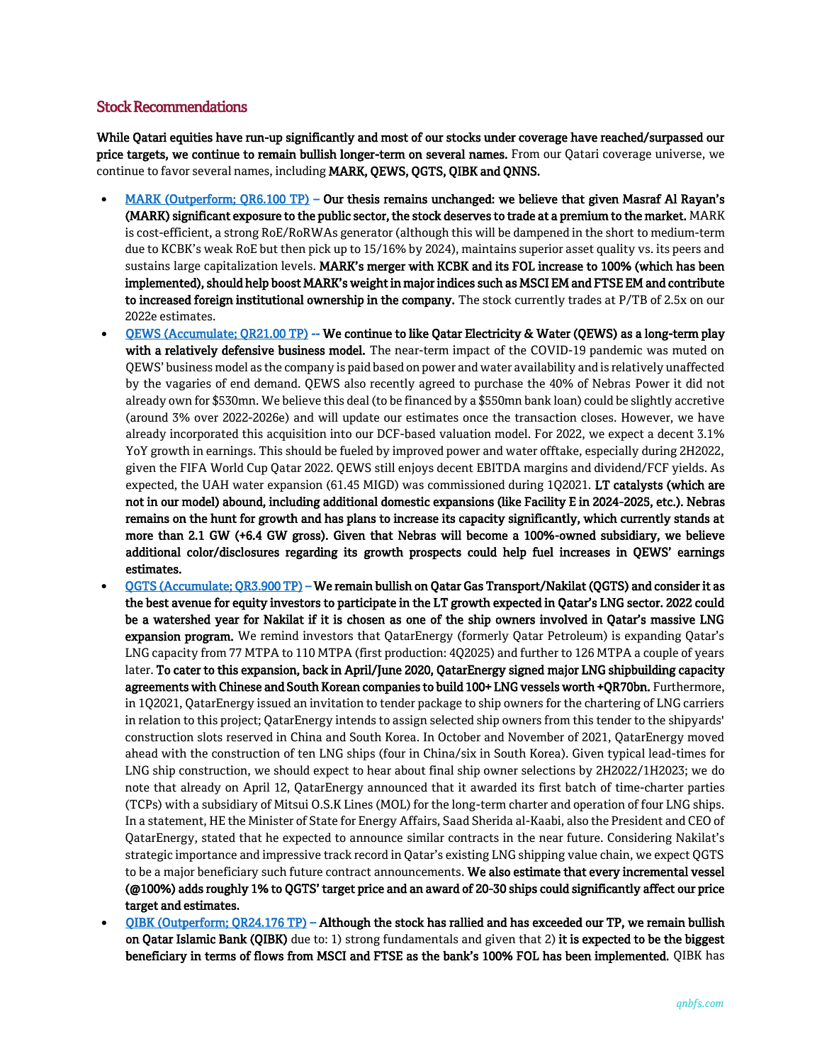## Stock Recommendations

**While Qatari equities have run-up significantly and most of our stocks under coverage have reached/surpassed our price targets, we continue to remain bullish longer-term on several names.** From our Qatari coverage universe, we continue to favor several names, including **MARK, QEWS, QGTS, QIBK and QNNS.**

- **MARK (Outperform; QR6.100 TP) – Our thesis remains unchanged: we believe that given Masraf Al Rayan's (MARK) significant exposure to the public sector, the stock deserves to trade at a premium to the market.** MARK is cost-efficient, a strong RoE/RoRWAs generator (although this will be dampened in the short to medium-term due to KCBK's weak RoE but then pick up to 15/16% by 2024), maintains superior asset quality vs. its peers and sustains large capitalization levels. **MARK's merger with KCBK and its FOL increase to 100% (which has been implemented), should help boost MARK's weight in major indices such as MSCI EM and FTSE EM and contribute to increased foreign institutional ownership in the company.** The stock currently trades at P/TB of 2.5x on our 2022e estimates.
- **QEWS (Accumulate; QR21.00 TP) -- We continue to like Qatar Electricity & Water (QEWS) as a long-term play with a relatively defensive business model.** The near-term impact of the COVID-19 pandemic was muted on QEWS' business model as the company is paid based on power and water availability and is relatively unaffected by the vagaries of end demand. QEWS also recently agreed to purchase the 40% of Nebras Power it did not already own for $530mn. We believe this deal (to be financed by a $550mn bank loan) could be slightly accretive (around 3% over 2022-2026e) and will update our estimates once the transaction closes. However, we have already incorporated this acquisition into our DCF-based valuation model. For 2022, we expect a decent 3.1% YoY growth in earnings. This should be fueled by improved power and water offtake, especially during 2H2022, given the FIFA World Cup Qatar 2022. QEWS still enjoys decent EBITDA margins and dividend/FCF yields. As expected, the UAH water expansion (61.45 MIGD) was commissioned during 1Q2021. **LT catalysts (which are not in our model) abound, including additional domestic expansions (like Facility E in 2024-2025, etc.). Nebras remains on the hunt for growth and has plans to increase its capacity significantly, which currently stands at more than 2.1 GW (+6.4 GW gross). Given that Nebras will become a 100%-owned subsidiary, we believe additional color/disclosures regarding its growth prospects could help fuel increases in QEWS' earnings estimates.**
- **QGTS (Accumulate; QR3.900 TP) – We remain bullish on Qatar Gas Transport/Nakilat (QGTS) and consider it as the best avenue for equity investors to participate in the LT growth expected in Qatar's LNG sector. 2022 could be a watershed year for Nakilat if it is chosen as one of the ship owners involved in Qatar's massive LNG expansion program.** We remind investors that QatarEnergy (formerly Qatar Petroleum) is expanding Qatar's LNG capacity from 77 MTPA to 110 MTPA (first production: 4Q2025) and further to 126 MTPA a couple of years later. **To cater to this expansion, back in April/June 2020, QatarEnergy signed major LNG shipbuilding capacity agreements with Chinese and South Korean companies to build 100+ LNG vessels worth +QR70bn.** Furthermore, in 1Q2021, QatarEnergy issued an invitation to tender package to ship owners for the chartering of LNG carriers in relation to this project; QatarEnergy intends to assign selected ship owners from this tender to the shipyards' construction slots reserved in China and South Korea. In October and November of 2021, QatarEnergy moved ahead with the construction of ten LNG ships (four in China/six in South Korea). Given typical lead-times for LNG ship construction, we should expect to hear about final ship owner selections by 2H2022/1H2023; we do note that already on April 12, QatarEnergy announced that it awarded its first batch of time-charter parties (TCPs) with a subsidiary of Mitsui O.S.K Lines (MOL) for the long-term charter and operation of four LNG ships. In a statement, HE the Minister of State for Energy Affairs, Saad Sherida al-Kaabi, also the President and CEO of QatarEnergy, stated that he expected to announce similar contracts in the near future. Considering Nakilat's strategic importance and impressive track record in Qatar's existing LNG shipping value chain, we expect QGTS to be a major beneficiary such future contract announcements. **We also estimate that every incremental vessel (@100%) adds roughly 1% to QGTS' target price and an award of 20-30 ships could significantly affect our price target and estimates.**
- **QIBK (Outperform; QR24.176 TP) – Although the stock has rallied and has exceeded our TP, we remain bullish on Qatar Islamic Bank (QIBK)** due to: 1) strong fundamentals and given that 2) **it is expected to be the biggest beneficiary in terms of flows from MSCI and FTSE as the bank's 100% FOL has been implemented.** QIBK has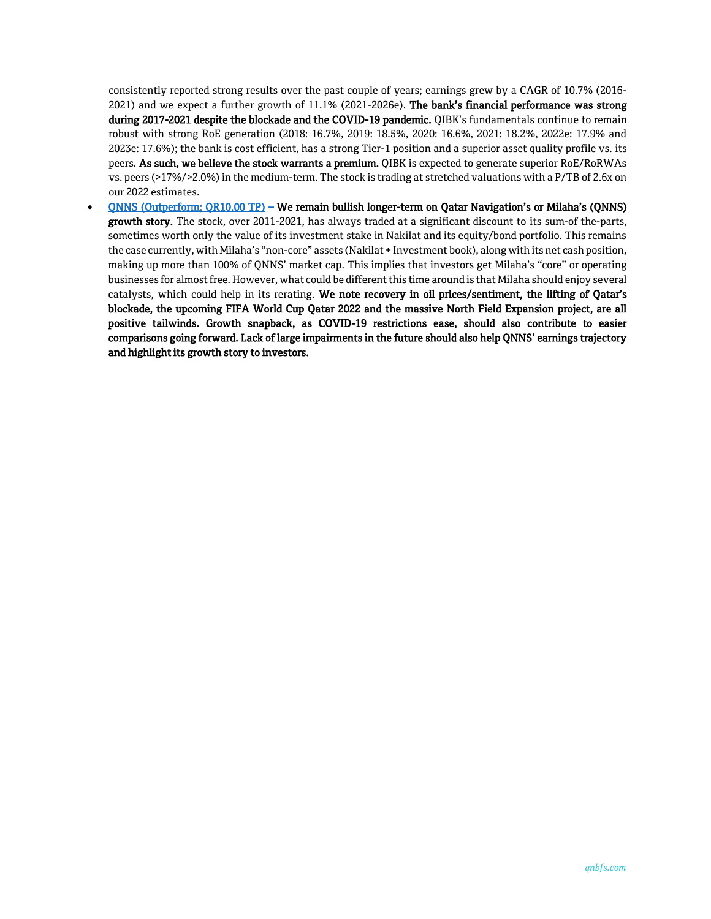consistently reported strong results over the past couple of years; earnings grew by a CAGR of 10.7% (2016-2021) and we expect a further growth of 11.1% (2021-2026e). **The bank's financial performance was strong during 2017-2021 despite the blockade and the COVID-19 pandemic.** QIBK's fundamentals continue to remain robust with strong RoE generation (2018: 16.7%, 2019: 18.5%, 2020: 16.6%, 2021: 18.2%, 2022e: 17.9% and 2023e: 17.6%); the bank is cost efficient, has a strong Tier-1 position and a superior asset quality profile vs. its peers. **As such, we believe the stock warrants a premium.** QIBK is expected to generate superior RoE/RoRWAs vs. peers (>17%/>2.0%) in the medium-term. The stock is trading at stretched valuations with a P/TB of 2.6x on our 2022 estimates.

- QNNS (Outperform; QR10.00 TP) – **We remain bullish longer-term on Qatar Navigation's or Milaha's (QNNS) growth story.** The stock, over 2011-2021, has always traded at a significant discount to its sum-of the-parts, sometimes worth only the value of its investment stake in Nakilat and its equity/bond portfolio. This remains the case currently, with Milaha's "non-core" assets (Nakilat + Investment book), along with its net cash position, making up more than 100% of QNNS' market cap. This implies that investors get Milaha's "core" or operating businesses for almost free. However, what could be different this time around is that Milaha should enjoy several catalysts, which could help in its rerating. **We note recovery in oil prices/sentiment, the lifting of Qatar's blockade, the upcoming FIFA World Cup Qatar 2022 and the massive North Field Expansion project, are all positive tailwinds. Growth snapback, as COVID-19 restrictions ease, should also contribute to easier comparisons going forward. Lack of large impairments in the future should also help QNNS' earnings trajectory and highlight its growth story to investors.**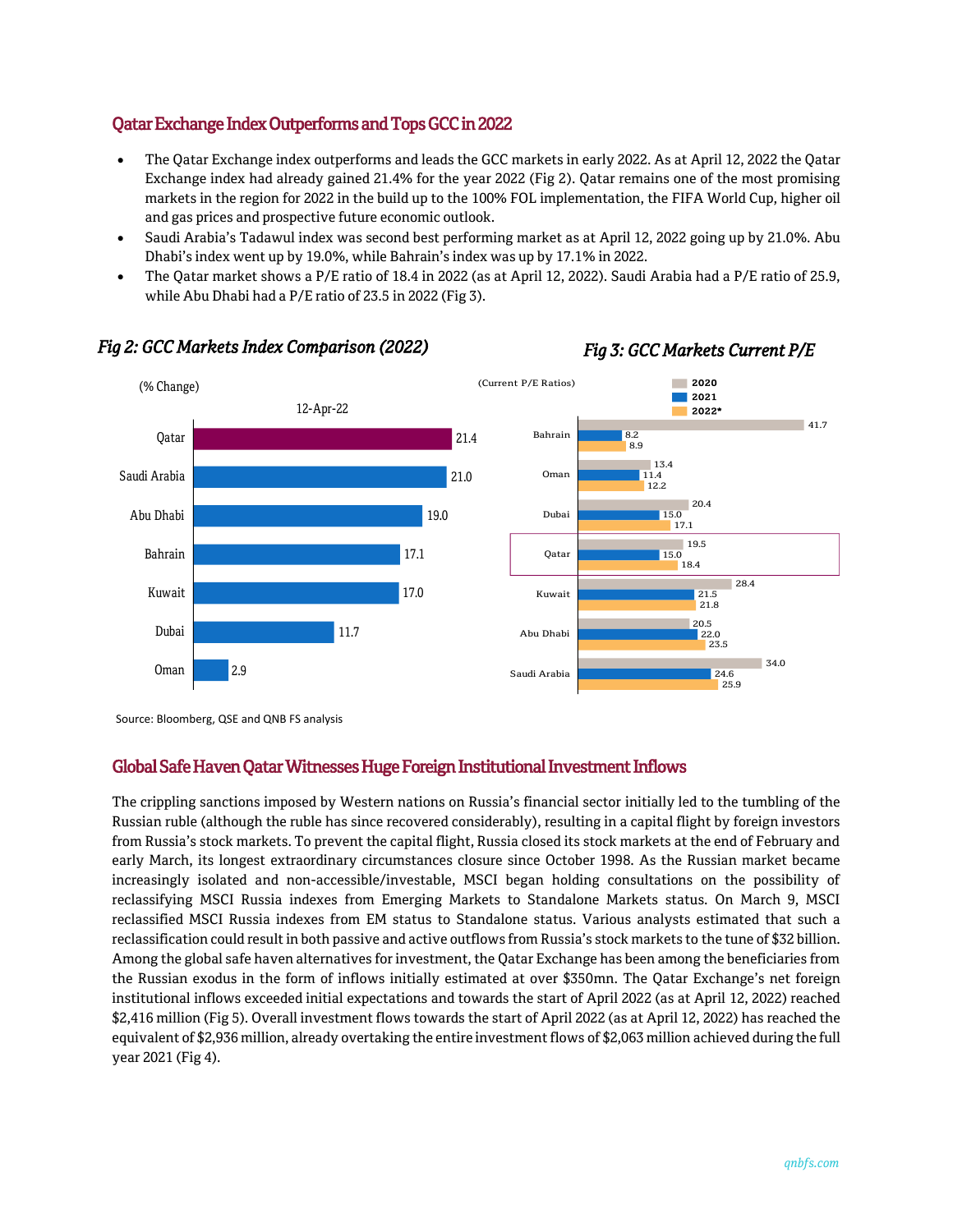## Qatar Exchange Index Outperforms and Tops GCC in 2022

- The Qatar Exchange index outperforms and leads the GCC markets in early 2022. As at April 12, 2022 the Qatar Exchange index had already gained 21.4% for the year 2022 (Fig 2). Qatar remains one of the most promising markets in the region for 2022 in the build up to the 100% FOL implementation, the FIFA World Cup, higher oil and gas prices and prospective future economic outlook.
- Saudi Arabia's Tadawul index was second best performing market as at April 12, 2022 going up by 21.0%. Abu Dhabi's index went up by 19.0%, while Bahrain's index was up by 17.1% in 2022.
- The Qatar market shows a P/E ratio of 18.4 in 2022 (as at April 12, 2022). Saudi Arabia had a P/E ratio of 25.9, while Abu Dhabi had a P/E ratio of 23.5 in 2022 (Fig 3).

*Fig 2: GCC Markets Index Comparison (2022)*

(% Change), 12-Apr-22

| Market | % Change |
|---|---|
| Qatar | 21.4 |
| Saudi Arabia | 21.0 |
| Abu Dhabi | 19.0 |
| Bahrain | 17.1 |
| Kuwait | 17.0 |
| Dubai | 11.7 |
| Oman | 2.9 |

*Fig 3: GCC Markets Current P/E*

(Current P/E Ratios)

| Market | 2020 | 2021 | 2022* |
|---|---|---|---|
| Bahrain | 41.7 | 8.2 | 8.9 |
| Oman | 13.4 | 11.4 | 12.2 |
| Dubai | 20.4 | 15.0 | 17.1 |
| Qatar | 19.5 | 15.0 | 18.4 |
| Kuwait | 28.4 | 21.5 | 21.8 |
| Abu Dhabi | 20.5 | 22.0 | 23.5 |
| Saudi Arabia | 34.0 | 24.6 | 25.9 |

Source: Bloomberg, QSE and QNB FS analysis

## Global Safe Haven Qatar Witnesses Huge Foreign Institutional Investment Inflows

The crippling sanctions imposed by Western nations on Russia's financial sector initially led to the tumbling of the Russian ruble (although the ruble has since recovered considerably), resulting in a capital flight by foreign investors from Russia's stock markets. To prevent the capital flight, Russia closed its stock markets at the end of February and early March, its longest extraordinary circumstances closure since October 1998. As the Russian market became increasingly isolated and non-accessible/investable, MSCI began holding consultations on the possibility of reclassifying MSCI Russia indexes from Emerging Markets to Standalone Markets status. On March 9, MSCI reclassified MSCI Russia indexes from EM status to Standalone status. Various analysts estimated that such a reclassification could result in both passive and active outflows from Russia's stock markets to the tune of $32 billion. Among the global safe haven alternatives for investment, the Qatar Exchange has been among the beneficiaries from the Russian exodus in the form of inflows initially estimated at over $350mn. The Qatar Exchange's net foreign institutional inflows exceeded initial expectations and towards the start of April 2022 (as at April 12, 2022) reached $2,416 million (Fig 5). Overall investment flows towards the start of April 2022 (as at April 12, 2022) has reached the equivalent of $2,936 million, already overtaking the entire investment flows of $2,063 million achieved during the full year 2021 (Fig 4).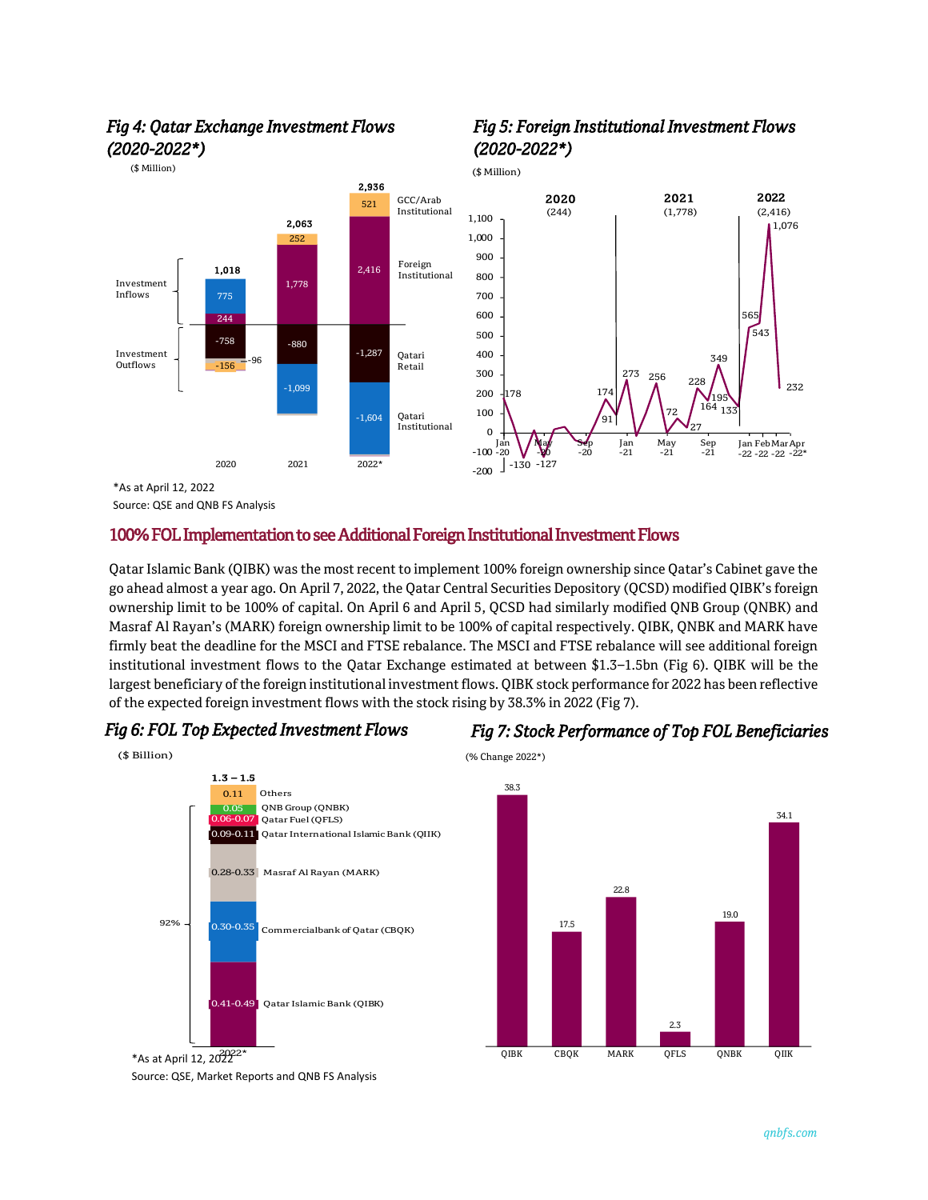### Fig 4: Qatar Exchange Investment Flows (2020-2022*)

($ Million)

| | 2020 | 2021 | 2022* |
|---|---|---|---|
| GCC/Arab Institutional | | 252 | 521 |
| Foreign Institutional | 244 | 1,778 | 2,416 |
| Investment Inflows (other) | 775 | | |
| Total | 1,018 | 2,063 | 2,936 |
| Qatari Retail | -758 | -880 | -1,287 |
| Qatari Institutional | -96 | -1,099 | -1,604 |
| GCC/Arab Institutional (outflow) | -156 | | |

### Fig 5: Foreign Institutional Investment Flows (2020-2022*)

($ Million)

2020 (244); 2021 (1,778); 2022 (2,416)

Labelled values: 178, -130, -20, -127, 174, 91, 273, 256, 72, 27, 228, 164, 349, 195, 133, 565, 543, 1,076, 232

*As at April 12, 2022

Source: QSE and QNB FS Analysis

## 100% FOL Implementation to see Additional Foreign Institutional Investment Flows

Qatar Islamic Bank (QIBK) was the most recent to implement 100% foreign ownership since Qatar's Cabinet gave the go ahead almost a year ago. On April 7, 2022, the Qatar Central Securities Depository (QCSD) modified QIBK's foreign ownership limit to be 100% of capital. On April 6 and April 5, QCSD had similarly modified QNB Group (QNBK) and Masraf Al Rayan's (MARK) foreign ownership limit to be 100% of capital respectively. QIBK, QNBK and MARK have firmly beat the deadline for the MSCI and FTSE rebalance. The MSCI and FTSE rebalance will see additional foreign institutional investment flows to the Qatar Exchange estimated at between $1.3–1.5bn (Fig 6). QIBK will be the largest beneficiary of the foreign institutional investment flows. QIBK stock performance for 2022 has been reflective of the expected foreign investment flows with the stock rising by 38.3% in 2022 (Fig 7).

### Fig 6: FOL Top Expected Investment Flows

($ Billion)

| Company | 2022* |
|---|---|
| Others | 0.11 |
| QNB Group (QNBK) | 0.05 |
| Qatar Fuel (QFLS) | 0.06-0.07 |
| Qatar International Islamic Bank (QIIK) | 0.09-0.11 |
| Masraf Al Rayan (MARK) | 0.28-0.33 |
| Commercialbank of Qatar (CBQK) | 0.30-0.35 |
| Qatar Islamic Bank (QIBK) | 0.41-0.49 |
| Total | 1.3 – 1.5 |

92% (share of top five excluding Others, QNBK and QFLS)

### Fig 7: Stock Performance of Top FOL Beneficiaries

(% Change 2022*)

| QIBK | CBQK | MARK | QFLS | QNBK | QIIK |
|---|---|---|---|---|---|
| 38.3 | 17.5 | 22.8 | 2.3 | 19.0 | 34.1 |

*As at April 12, 2022

Source: QSE, Market Reports and QNB FS Analysis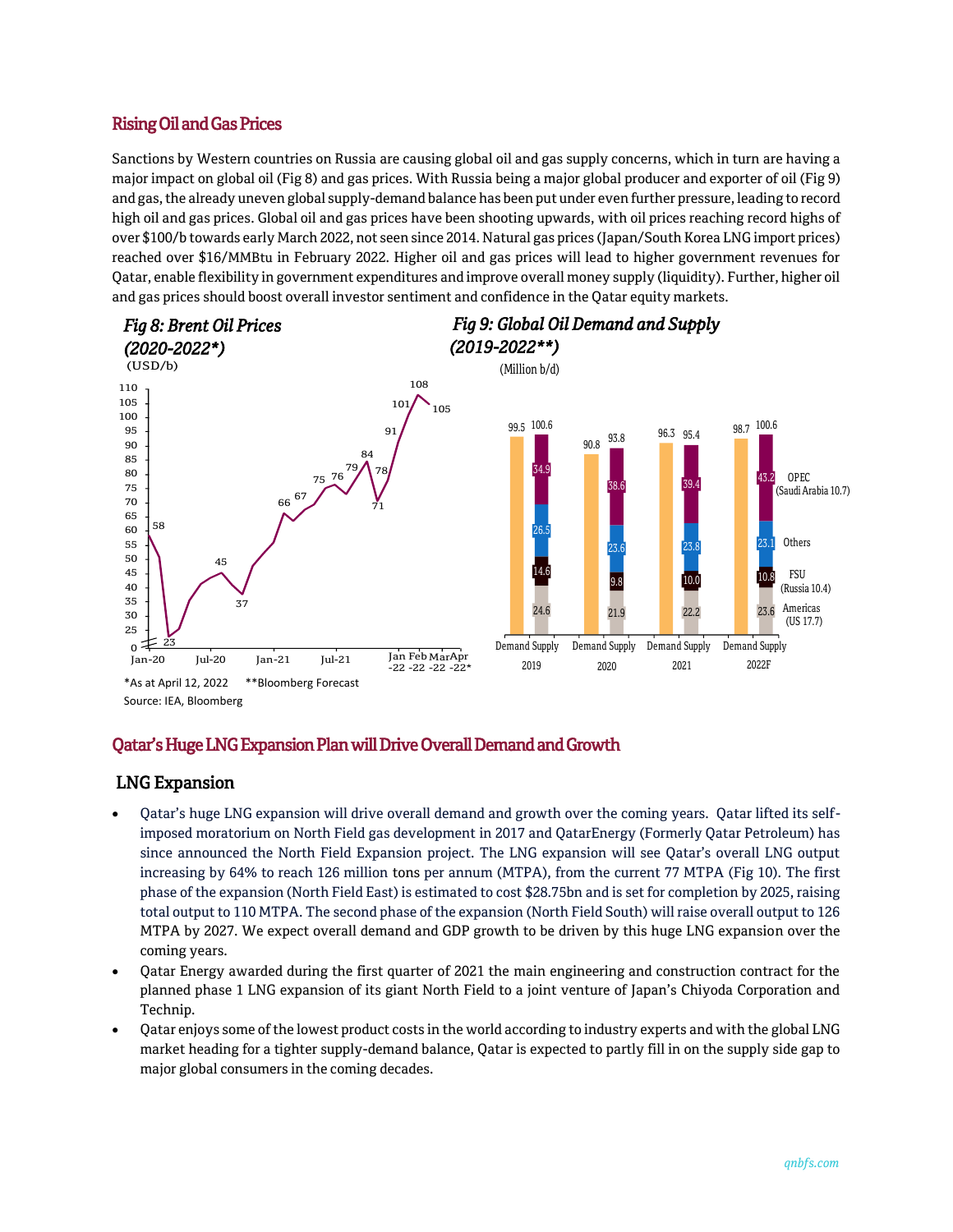## Rising Oil and Gas Prices

Sanctions by Western countries on Russia are causing global oil and gas supply concerns, which in turn are having a major impact on global oil (Fig 8) and gas prices. With Russia being a major global producer and exporter of oil (Fig 9) and gas, the already uneven global supply-demand balance has been put under even further pressure, leading to record high oil and gas prices. Global oil and gas prices have been shooting upwards, with oil prices reaching record highs of over $100/b towards early March 2022, not seen since 2014. Natural gas prices (Japan/South Korea LNG import prices) reached over $16/MMBtu in February 2022. Higher oil and gas prices will lead to higher government revenues for Qatar, enable flexibility in government expenditures and improve overall money supply (liquidity). Further, higher oil and gas prices should boost overall investor sentiment and confidence in the Qatar equity markets.

*Fig 8: Brent Oil Prices (2020-2022*)*

(USD/b)

*Fig 9: Global Oil Demand and Supply (2019-2022**)*

(Million b/d)

| | 2019 | 2020 | 2021 | 2022F |
|---|---|---|---|---|
| Demand | 99.5 | 90.8 | 96.3 | 98.7 |
| Supply | 100.6 | 93.8 | 95.4 | 100.6 |
| OPEC (Saudi Arabia 10.7) | 34.9 | 38.6 | 39.4 | 43.2 |
| Others | 26.5 | 23.6 | 23.8 | 23.1 |
| FSU (Russia 10.4) | 14.6 | 9.8 | 10.0 | 10.8 |
| Americas (US 17.7) | 24.6 | 21.9 | 22.2 | 23.6 |

*As at April 12, 2022 **Bloomberg Forecast

Source: IEA, Bloomberg

## Qatar's Huge LNG Expansion Plan will Drive Overall Demand and Growth

### LNG Expansion

- Qatar's huge LNG expansion will drive overall demand and growth over the coming years. Qatar lifted its self-imposed moratorium on North Field gas development in 2017 and QatarEnergy (Formerly Qatar Petroleum) has since announced the North Field Expansion project. The LNG expansion will see Qatar's overall LNG output increasing by 64% to reach 126 million tons per annum (MTPA), from the current 77 MTPA (Fig 10). The first phase of the expansion (North Field East) is estimated to cost $28.75bn and is set for completion by 2025, raising total output to 110 MTPA. The second phase of the expansion (North Field South) will raise overall output to 126 MTPA by 2027. We expect overall demand and GDP growth to be driven by this huge LNG expansion over the coming years.
- Qatar Energy awarded during the first quarter of 2021 the main engineering and construction contract for the planned phase 1 LNG expansion of its giant North Field to a joint venture of Japan's Chiyoda Corporation and Technip.
- Qatar enjoys some of the lowest product costs in the world according to industry experts and with the global LNG market heading for a tighter supply-demand balance, Qatar is expected to partly fill in on the supply side gap to major global consumers in the coming decades.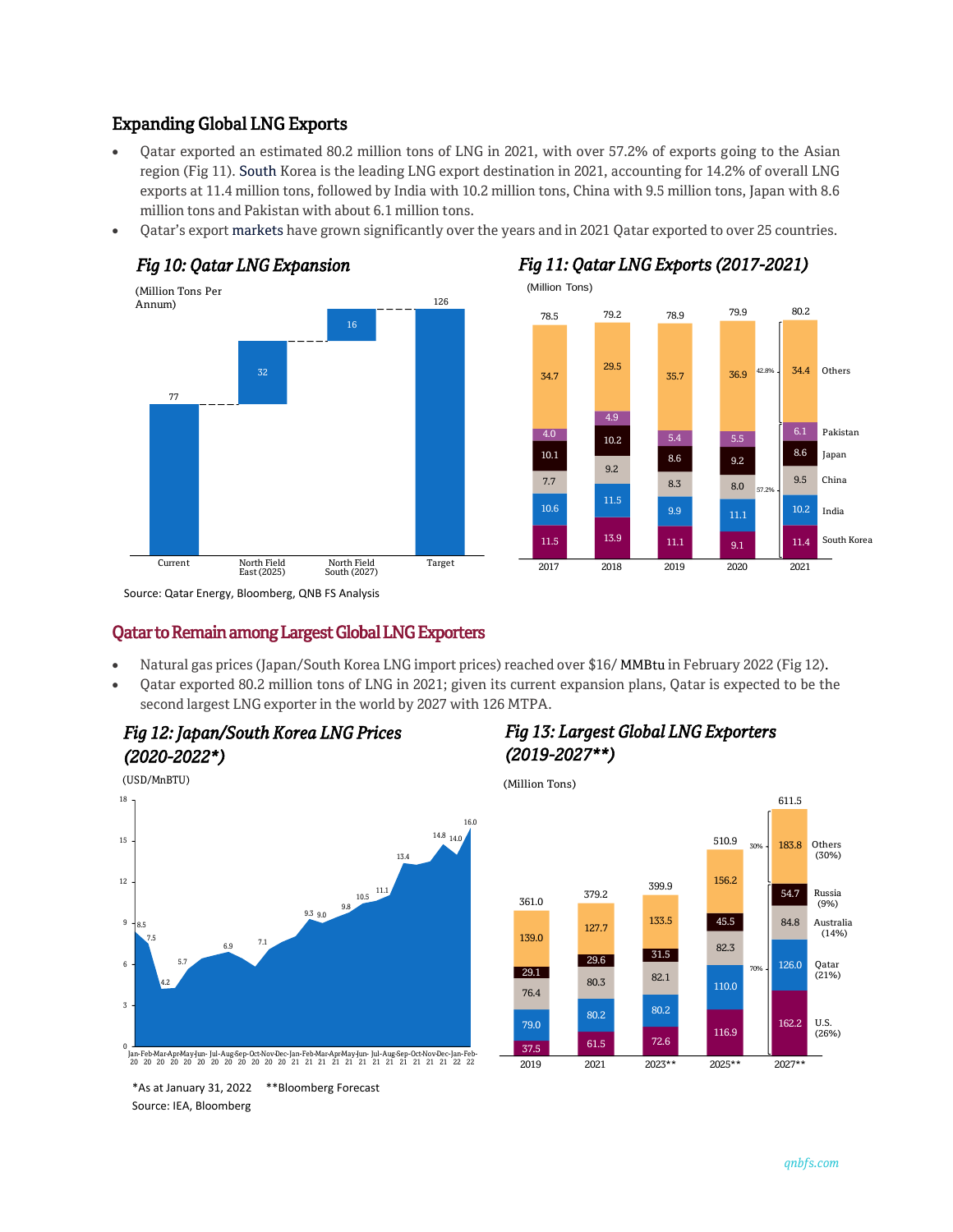## Expanding Global LNG Exports

- Qatar exported an estimated 80.2 million tons of LNG in 2021, with over 57.2% of exports going to the Asian region (Fig 11). South Korea is the leading LNG export destination in 2021, accounting for 14.2% of overall LNG exports at 11.4 million tons, followed by India with 10.2 million tons, China with 9.5 million tons, Japan with 8.6 million tons and Pakistan with about 6.1 million tons.
- Qatar's export markets have grown significantly over the years and in 2021 Qatar exported to over 25 countries.

### Fig 10: Qatar LNG Expansion

(Million Tons Per Annum)

| | Current | North Field East (2025) | North Field South (2027) | Target |
|---|---|---|---|---|
| Value | 77 | 32 | 16 | 126 |

### Fig 11: Qatar LNG Exports (2017-2021)

(Million Tons)

| | 2017 | 2018 | 2019 | 2020 | 2021 |
|---|---|---|---|---|---|
| South Korea | 11.5 | 13.9 | 11.1 | 9.1 | 11.4 |
| India | 10.6 | 11.5 | 9.9 | 11.1 | 10.2 |
| China | 7.7 | 9.2 | 8.3 | 8.0 | 9.5 |
| Japan | 10.1 | 10.2 | 8.6 | 9.2 | 8.6 |
| Pakistan | 4.0 | 4.9 | 5.4 | 5.5 | 6.1 |
| Others | 34.7 | 29.5 | 35.7 | 36.9 | 34.4 |
| Total | 78.5 | 79.2 | 78.9 | 79.9 | 80.2 |

2021: Asia 57.2%, Others 42.8%

Source: Qatar Energy, Bloomberg, QNB FS Analysis

## Qatar to Remain among Largest Global LNG Exporters

- Natural gas prices (Japan/South Korea LNG import prices) reached over $16/ MMBtu in February 2022 (Fig 12).
- Qatar exported 80.2 million tons of LNG in 2021; given its current expansion plans, Qatar is expected to be the second largest LNG exporter in the world by 2027 with 126 MTPA.

### Fig 12: Japan/South Korea LNG Prices (2020-2022*)

(USD/MnBTU)

| Month | Price |
|---|---|
| Jan-20 | 8.5 |
| Feb-20 | 7.5 |
| Mar-20 | 4.2 |
| May-20 | 5.7 |
| Aug-20 | 6.9 |
| Oct-20 | 7.1 |
| Feb-21 | 9.3 |
| Mar-21 | 9.0 |
| May-21 | 9.8 |
| Jun-21 | 10.5 |
| Jul-21 | 11.1 |
| Sep-21 | 13.4 |
| Dec-21 | 14.8 |
| Jan-22 | 14.0 |
| Feb-22 | 16.0 |

### Fig 13: Largest Global LNG Exporters (2019-2027**)

(Million Tons)

| | 2019 | 2021 | 2023** | 2025** | 2027** |
|---|---|---|---|---|---|
| U.S. | 37.5 | 61.5 | 72.6 | 116.9 | 162.2 (26%) |
| Qatar | 79.0 | 80.2 | 80.2 | 110.0 | 126.0 (21%) |
| Australia | 76.4 | 80.3 | 82.1 | 82.3 | 84.8 (14%) |
| Russia | 29.1 | 29.6 | 31.5 | 45.5 | 54.7 (9%) |
| Others | 139.0 | 127.7 | 133.5 | 156.2 | 183.8 (30%) |
| Total | 361.0 | 379.2 | 399.9 | 510.9 | 611.5 |

2027: Top 4 exporters 70%, Others 30%

*As at January 31, 2022 **Bloomberg Forecast

Source: IEA, Bloomberg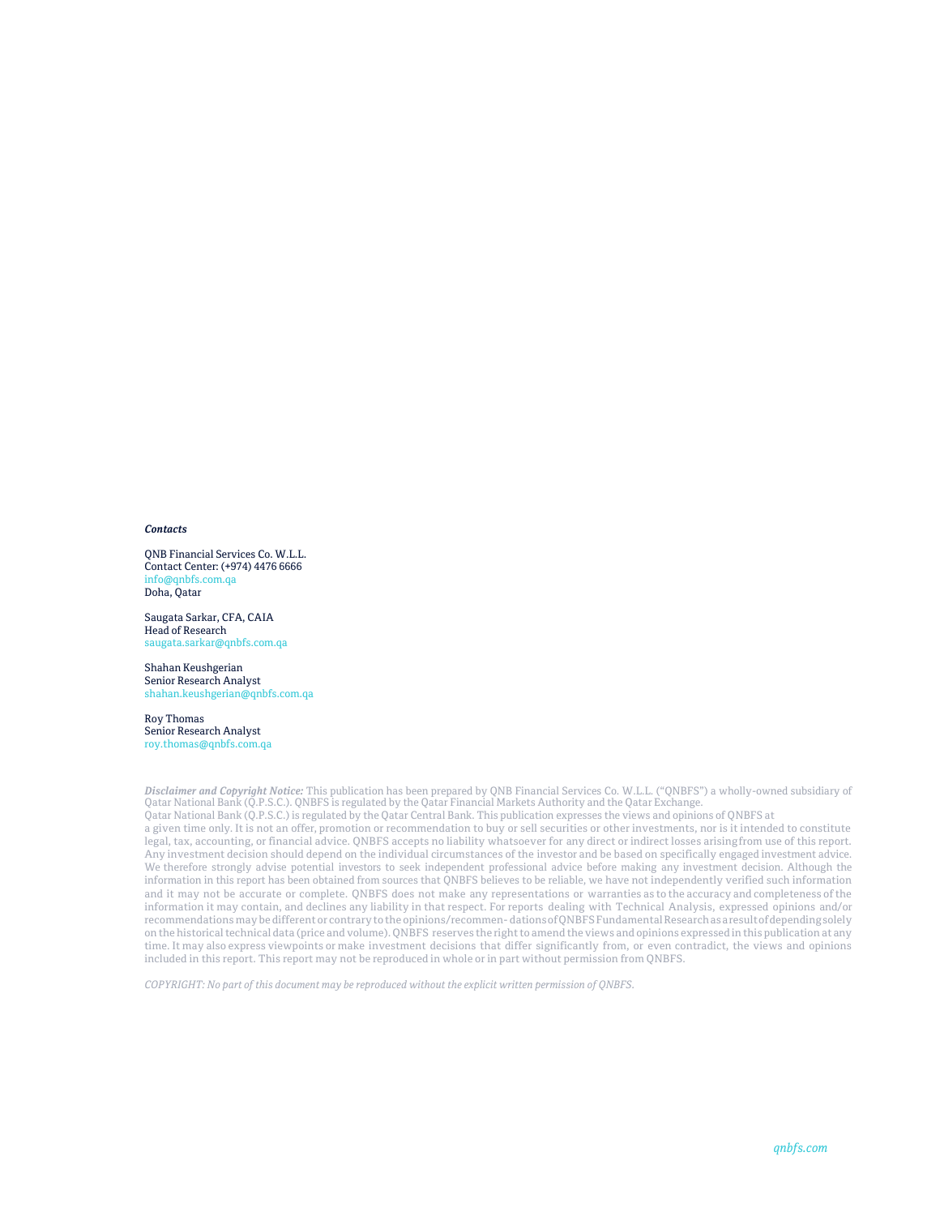***Contacts***

QNB Financial Services Co. W.L.L.
Contact Center: (+974) 4476 6666
info@qnbfs.com.qa
Doha, Qatar

Saugata Sarkar, CFA, CAIA
Head of Research
saugata.sarkar@qnbfs.com.qa

Shahan Keushgerian
Senior Research Analyst
shahan.keushgerian@qnbfs.com.qa

Roy Thomas
Senior Research Analyst
roy.thomas@qnbfs.com.qa

***Disclaimer and Copyright Notice:*** This publication has been prepared by QNB Financial Services Co. W.L.L. ("QNBFS") a wholly-owned subsidiary of Qatar National Bank (Q.P.S.C.). QNBFS is regulated by the Qatar Financial Markets Authority and the Qatar Exchange.
Qatar National Bank (Q.P.S.C.) is regulated by the Qatar Central Bank. This publication expresses the views and opinions of QNBFS at a given time only. It is not an offer, promotion or recommendation to buy or sell securities or other investments, nor is it intended to constitute legal, tax, accounting, or financial advice. QNBFS accepts no liability whatsoever for any direct or indirect losses arising from use of this report. Any investment decision should depend on the individual circumstances of the investor and be based on specifically engaged investment advice. We therefore strongly advise potential investors to seek independent professional advice before making any investment decision. Although the information in this report has been obtained from sources that QNBFS believes to be reliable, we have not independently verified such information and it may not be accurate or complete. QNBFS does not make any representations or warranties as to the accuracy and completeness of the information it may contain, and declines any liability in that respect. For reports dealing with Technical Analysis, expressed opinions and/or recommendations may be different or contrary to the opinions/recommen- dations of QNBFS Fundamental Research as a result of depending solely on the historical technical data (price and volume). QNBFS reserves the right to amend the views and opinions expressed in this publication at any time. It may also express viewpoints or make investment decisions that differ significantly from, or even contradict, the views and opinions included in this report. This report may not be reproduced in whole or in part without permission from QNBFS.

*COPYRIGHT: No part of this document may be reproduced without the explicit written permission of QNBFS.*

*qnbfs.com*